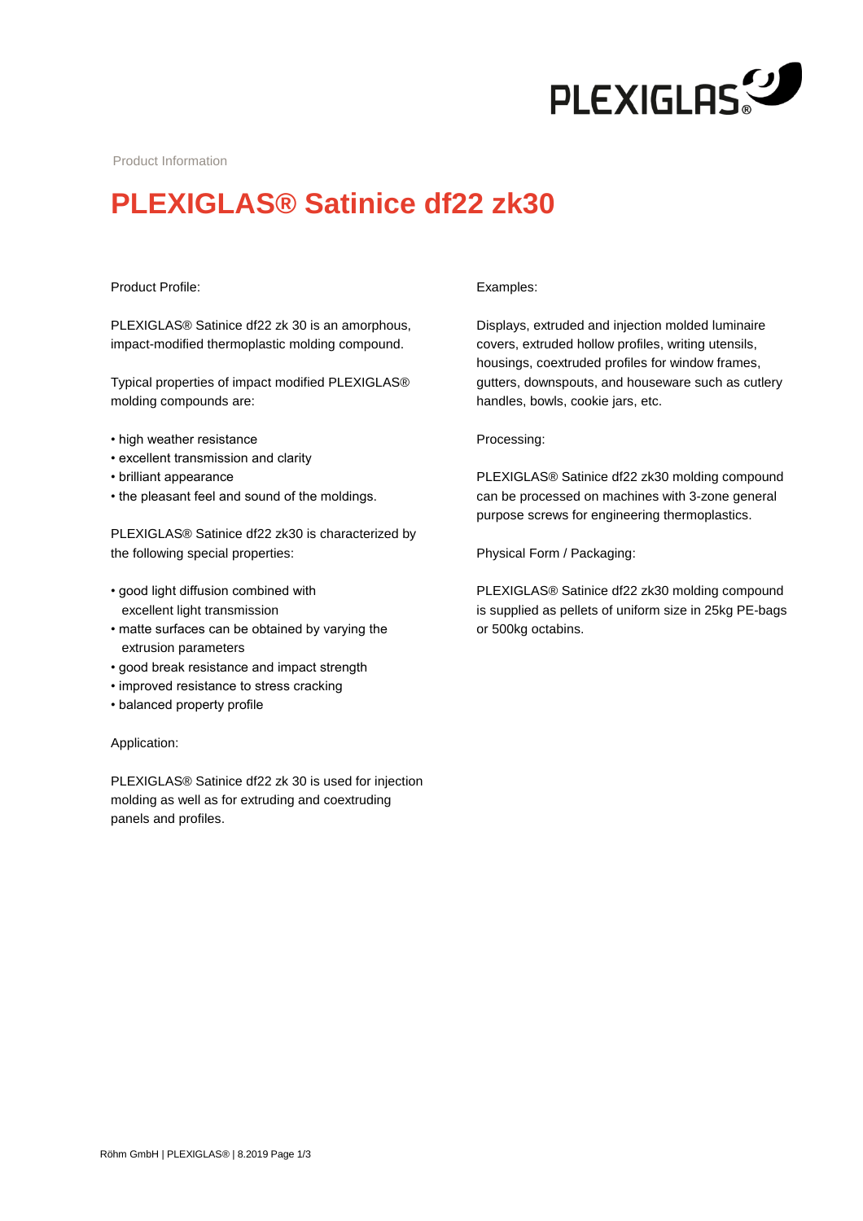Product Information

# PLEXIGLAS® Satinice df22 zk30

Product Profile:

PLEXIGLAS® Satinice df22 zk 30 is an amorphous, impact-modified thermoplastic molding compound.

Typical properties of impact modified PLEXIGLAS® molding compounds are:

- high weather resistance
- excellent transmission and clarity
- brilliant appearance
- the pleasant feel and sound of the moldings.

PLEXIGLAS® Satinice df22 zk30 is characterized by the following special properties:

- good light diffusion combined with excellent light transmission
- matte surfaces can be obtained by varying the extrusion parameters
- good break resistance and impact strength
- improved resistance to stress cracking
- balanced property profile

Application:

PLEXIGLAS® Satinice df22 zk 30 is used for injection molding as well as for extruding and coextruding panels and profiles.

Examples:

Displays, extruded and injection molded luminaire covers, extruded hollow profiles, writing utensils, housings, coextruded profiles for window frames, gutters, downspouts, and houseware such as cutlery handles, bowls, cookie jars, etc.

Processing:

PLEXIGLAS® Satinice df22 zk30 molding compound can be processed on machines with 3-zone general purpose screws for engineering thermoplastics.

Physical Form / Packaging:

PLEXIGLAS® Satinice df22 zk30 molding compound is supplied as pellets of uniform size in 25kg PE-bags or 500kg octabins.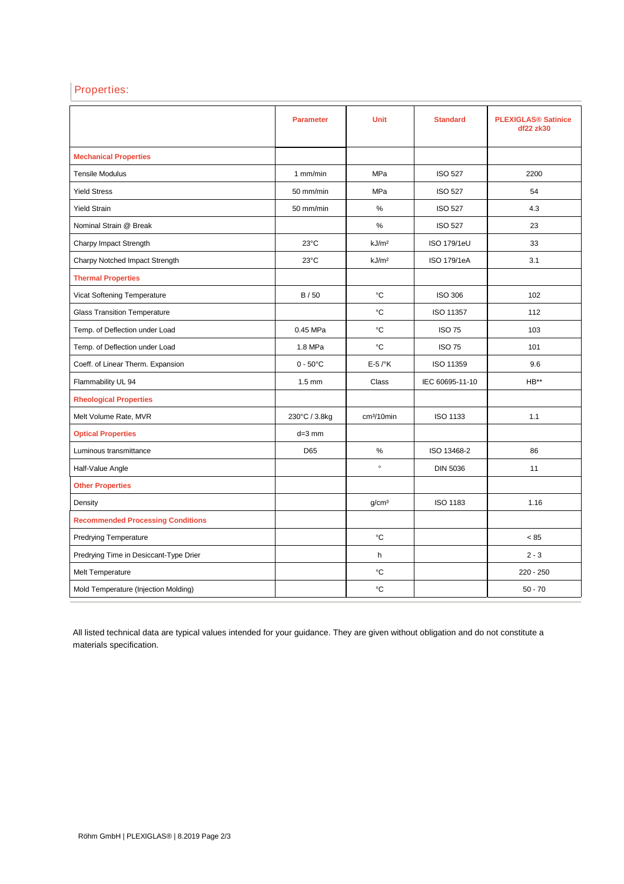## Properties:

| | Parameter | Unit | Standard | PLEXIGLAS® Satinice df22 zk30 |
|---|---|---|---|---|
| **Mechanical Properties** | | | | |
| Tensile Modulus | 1 mm/min | MPa | ISO 527 | 2200 |
| Yield Stress | 50 mm/min | MPa | ISO 527 | 54 |
| Yield Strain | 50 mm/min | % | ISO 527 | 4.3 |
| Nominal Strain @ Break | | % | ISO 527 | 23 |
| Charpy Impact Strength | 23°C | kJ/m² | ISO 179/1eU | 33 |
| Charpy Notched Impact Strength | 23°C | kJ/m² | ISO 179/1eA | 3.1 |
| **Thermal Properties** | | | | |
| Vicat Softening Temperature | B / 50 | °C | ISO 306 | 102 |
| Glass Transition Temperature | | °C | ISO 11357 | 112 |
| Temp. of Deflection under Load | 0.45 MPa | °C | ISO 75 | 103 |
| Temp. of Deflection under Load | 1.8 MPa | °C | ISO 75 | 101 |
| Coeff. of Linear Therm. Expansion | 0 - 50°C | E-5 /°K | ISO 11359 | 9.6 |
| Flammability UL 94 | 1.5 mm | Class | IEC 60695-11-10 | HB** |
| **Rheological Properties** | | | | |
| Melt Volume Rate, MVR | 230°C / 3.8kg | cm³/10min | ISO 1133 | 1.1 |
| **Optical Properties** | d=3 mm | | | |
| Luminous transmittance | D65 | % | ISO 13468-2 | 86 |
| Half-Value Angle | | ° | DIN 5036 | 11 |
| **Other Properties** | | | | |
| Density | | g/cm³ | ISO 1183 | 1.16 |
| **Recommended Processing Conditions** | | | | |
| Predrying Temperature | | °C | | < 85 |
| Predrying Time in Desiccant-Type Drier | | h | | 2 - 3 |
| Melt Temperature | | °C | | 220 - 250 |
| Mold Temperature (Injection Molding) | | °C | | 50 - 70 |

All listed technical data are typical values intended for your guidance. They are given without obligation and do not constitute a materials specification.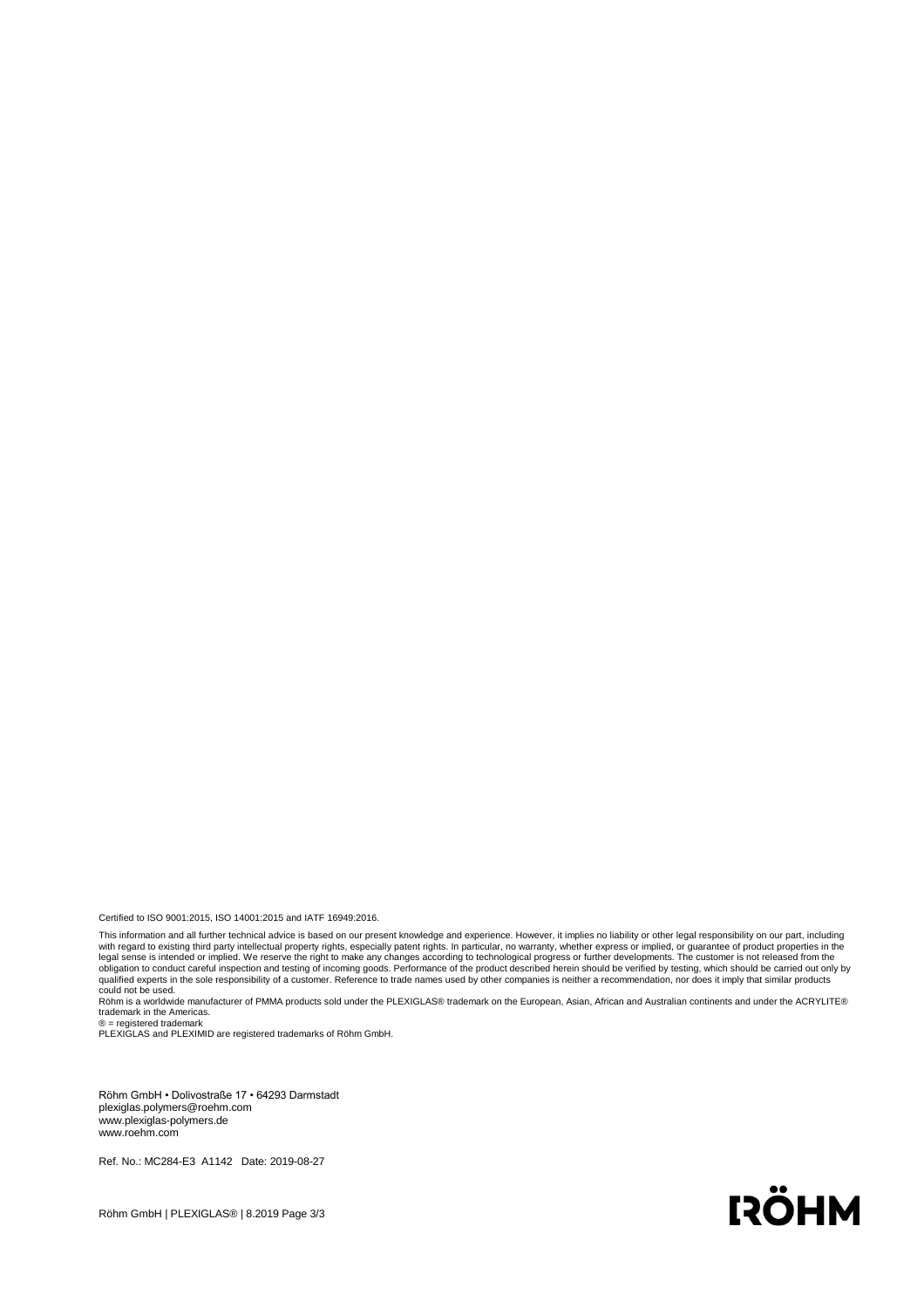Certified to ISO 9001:2015, ISO 14001:2015 and IATF 16949:2016.

This information and all further technical advice is based on our present knowledge and experience. However, it implies no liability or other legal responsibility on our part, including with regard to existing third party intellectual property rights, especially patent rights. In particular, no warranty, whether express or implied, or guarantee of product properties in the legal sense is intended or implied. We reserve the right to make any changes according to technological progress or further developments. The customer is not released from the obligation to conduct careful inspection and testing of incoming goods. Performance of the product described herein should be verified by testing, which should be carried out only by qualified experts in the sole responsibility of a customer. Reference to trade names used by other companies is neither a recommendation, nor does it imply that similar products could not be used.
Röhm is a worldwide manufacturer of PMMA products sold under the PLEXIGLAS® trademark on the European, Asian, African and Australian continents and under the ACRYLITE® trademark in the Americas.
® = registered trademark
PLEXIGLAS and PLEXIMID are registered trademarks of Röhm GmbH.

Röhm GmbH • Dolivostraße 17 • 64293 Darmstadt
plexiglas.polymers@roehm.com
www.plexiglas-polymers.de
www.roehm.com

Ref. No.: MC284-E3 A1142 Date: 2019-08-27

RÖHM